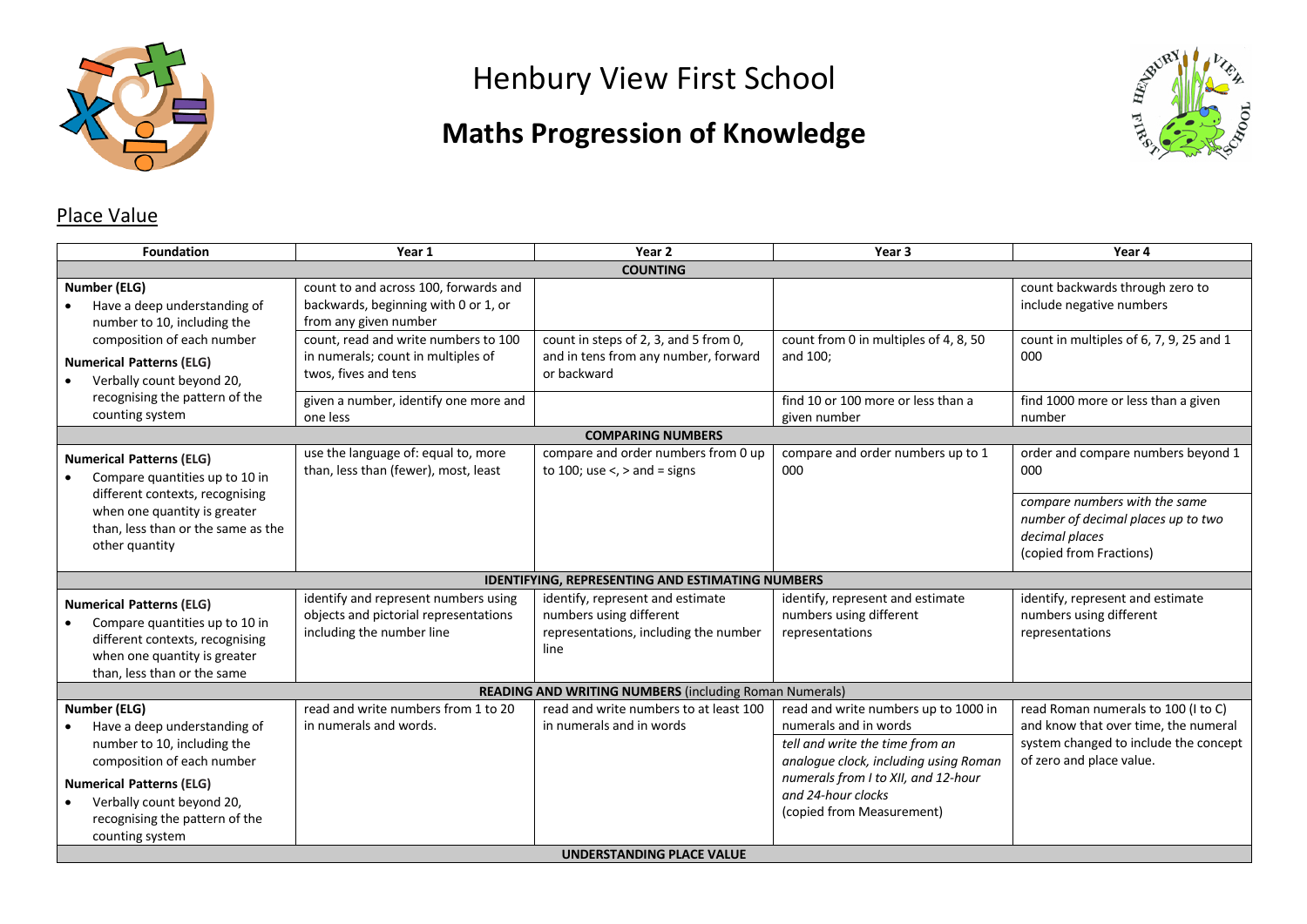# Henbury View First School

## Maths Progression of Knowledge

### Place Value

| Foundation | Year 1 | Year 2 | Year 3 | Year 4 |
|---|---|---|---|---|
| **COUNTING** | | | | |
| **Number (ELG)**<br>• Have a deep understanding of number to 10, including the composition of each number<br>**Numerical Patterns (ELG)**<br>• Verbally count beyond 20, recognising the pattern of the counting system | count to and across 100, forwards and backwards, beginning with 0 or 1, or from any given number | | | count backwards through zero to include negative numbers |
| | count, read and write numbers to 100 in numerals; count in multiples of twos, fives and tens | count in steps of 2, 3, and 5 from 0, and in tens from any number, forward or backward | count from 0 in multiples of 4, 8, 50 and 100; | count in multiples of 6, 7, 9, 25 and 1 000 |
| | given a number, identify one more and one less | | find 10 or 100 more or less than a given number | find 1000 more or less than a given number |
| **COMPARING NUMBERS** | | | | |
| **Numerical Patterns (ELG)**<br>• Compare quantities up to 10 in different contexts, recognising when one quantity is greater than, less than or the same as the other quantity | use the language of: equal to, more than, less than (fewer), most, least | compare and order numbers from 0 up to 100; use <, > and = signs | compare and order numbers up to 1 000 | order and compare numbers beyond 1 000<br>*compare numbers with the same number of decimal places up to two decimal places*<br>(copied from Fractions) |
| **IDENTIFYING, REPRESENTING AND ESTIMATING NUMBERS** | | | | |
| **Numerical Patterns (ELG)**<br>• Compare quantities up to 10 in different contexts, recognising when one quantity is greater than, less than or the same | identify and represent numbers using objects and pictorial representations including the number line | identify, represent and estimate numbers using different representations, including the number line | identify, represent and estimate numbers using different representations | identify, represent and estimate numbers using different representations |
| **READING AND WRITING NUMBERS** (including Roman Numerals) | | | | |
| **Number (ELG)**<br>• Have a deep understanding of number to 10, including the composition of each number<br>**Numerical Patterns (ELG)**<br>• Verbally count beyond 20, recognising the pattern of the counting system | read and write numbers from 1 to 20 in numerals and words. | read and write numbers to at least 100 in numerals and in words | read and write numbers up to 1000 in numerals and in words<br>*tell and write the time from an analogue clock, including using Roman numerals from I to XII, and 12-hour and 24-hour clocks*<br>(copied from Measurement) | read Roman numerals to 100 (I to C) and know that over time, the numeral system changed to include the concept of zero and place value. |
| **UNDERSTANDING PLACE VALUE** | | | | |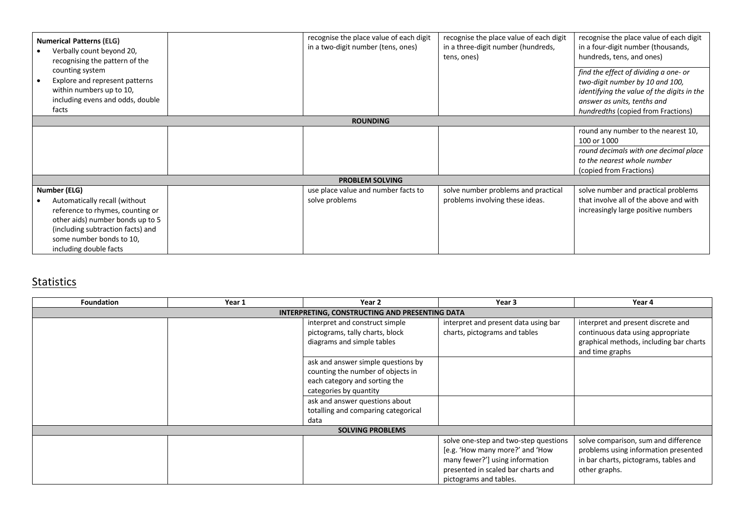| | | | | |
|---|---|---|---|---|
| **Numerical Patterns (ELG)**<br>• Verbally count beyond 20, recognising the pattern of the counting system<br>• Explore and represent patterns within numbers up to 10, including evens and odds, double facts | | recognise the place value of each digit in a two-digit number (tens, ones) | recognise the place value of each digit in a three-digit number (hundreds, tens, ones) | recognise the place value of each digit in a four-digit number (thousands, hundreds, tens, and ones)<br><br>*find the effect of dividing a one- or two-digit number by 10 and 100, identifying the value of the digits in the answer as units, tenths and hundredths* (copied from Fractions) |
| **ROUNDING** | | | | |
| | | | | round any number to the nearest 10, 100 or 1000<br><br>*round decimals with one decimal place to the nearest whole number* (copied from Fractions) |
| **PROBLEM SOLVING** | | | | |
| **Number (ELG)**<br>• Automatically recall (without reference to rhymes, counting or other aids) number bonds up to 5 (including subtraction facts) and some number bonds to 10, including double facts | | use place value and number facts to solve problems | solve number problems and practical problems involving these ideas. | solve number and practical problems that involve all of the above and with increasingly large positive numbers |

## Statistics

| Foundation | Year 1 | Year 2 | Year 3 | Year 4 |
|---|---|---|---|---|
| **INTERPRETING, CONSTRUCTING AND PRESENTING DATA** | | | | |
| | | interpret and construct simple pictograms, tally charts, block diagrams and simple tables | interpret and present data using bar charts, pictograms and tables | interpret and present discrete and continuous data using appropriate graphical methods, including bar charts and time graphs |
| | | ask and answer simple questions by counting the number of objects in each category and sorting the categories by quantity | | |
| | | ask and answer questions about totalling and comparing categorical data | | |
| **SOLVING PROBLEMS** | | | | |
| | | | solve one-step and two-step questions [e.g. 'How many more?' and 'How many fewer?'] using information presented in scaled bar charts and pictograms and tables. | solve comparison, sum and difference problems using information presented in bar charts, pictograms, tables and other graphs. |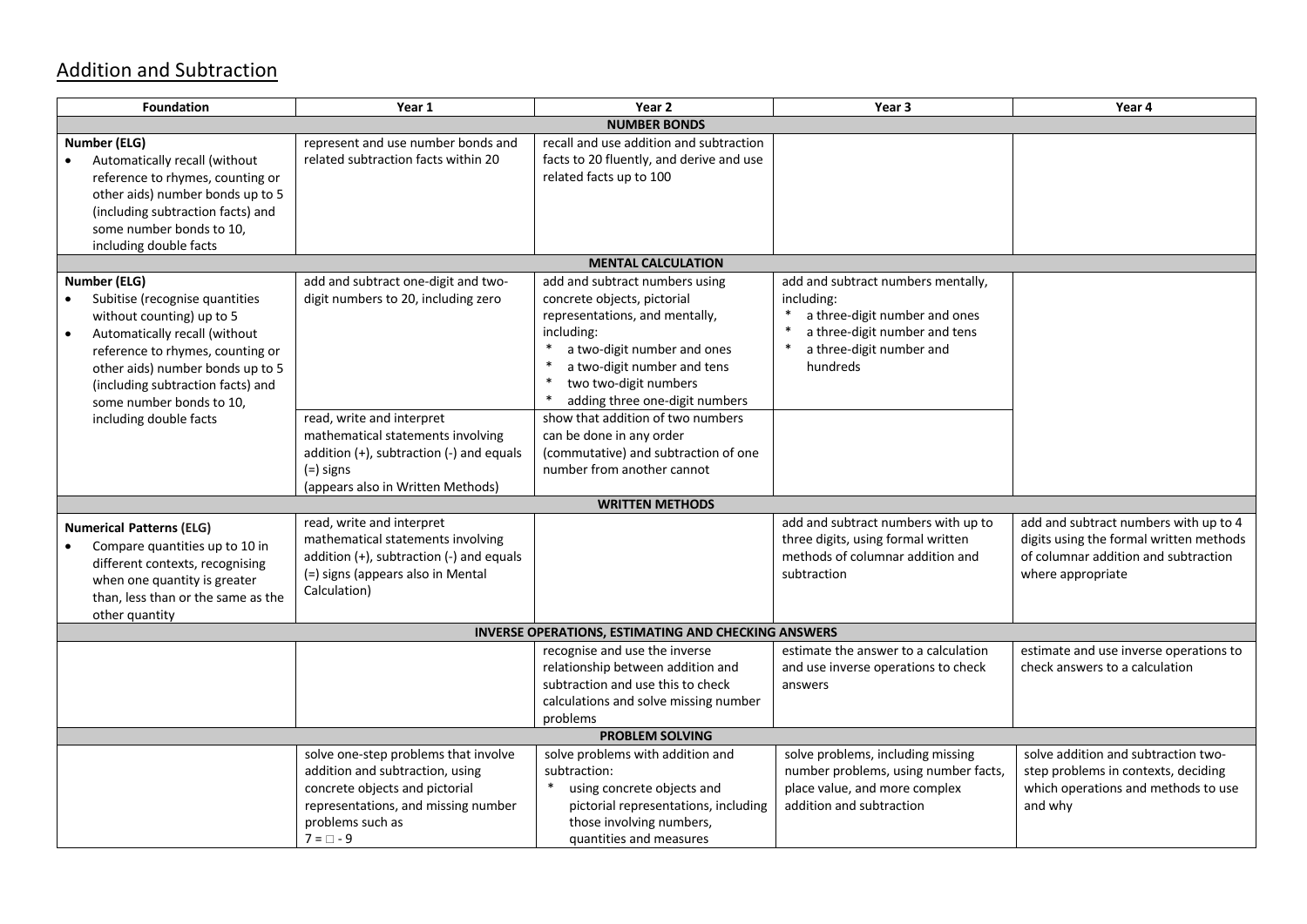## Addition and Subtraction

| Foundation | Year 1 | Year 2 | Year 3 | Year 4 |
|---|---|---|---|---|
| **NUMBER BONDS** | | | | |
| **Number (ELG)**<br>• Automatically recall (without reference to rhymes, counting or other aids) number bonds up to 5 (including subtraction facts) and some number bonds to 10, including double facts | represent and use number bonds and related subtraction facts within 20 | recall and use addition and subtraction facts to 20 fluently, and derive and use related facts up to 100 | | |
| **MENTAL CALCULATION** | | | | |
| **Number (ELG)**<br>• Subitise (recognise quantities without counting) up to 5<br>• Automatically recall (without reference to rhymes, counting or other aids) number bonds up to 5 (including subtraction facts) and some number bonds to 10, including double facts | add and subtract one-digit and two-digit numbers to 20, including zero | add and subtract numbers using concrete objects, pictorial representations, and mentally, including:<br>* a two-digit number and ones<br>* a two-digit number and tens<br>* two two-digit numbers<br>* adding three one-digit numbers | add and subtract numbers mentally, including:<br>* a three-digit number and ones<br>* a three-digit number and tens<br>* a three-digit number and hundreds | |
| | read, write and interpret mathematical statements involving addition (+), subtraction (-) and equals (=) signs<br>(appears also in Written Methods) | show that addition of two numbers can be done in any order (commutative) and subtraction of one number from another cannot | | |
| **WRITTEN METHODS** | | | | |
| **Numerical Patterns (ELG)**<br>• Compare quantities up to 10 in different contexts, recognising when one quantity is greater than, less than or the same as the other quantity | read, write and interpret mathematical statements involving addition (+), subtraction (-) and equals (=) signs (appears also in Mental Calculation) | | add and subtract numbers with up to three digits, using formal written methods of columnar addition and subtraction | add and subtract numbers with up to 4 digits using the formal written methods of columnar addition and subtraction where appropriate |
| **INVERSE OPERATIONS, ESTIMATING AND CHECKING ANSWERS** | | | | |
| | | recognise and use the inverse relationship between addition and subtraction and use this to check calculations and solve missing number problems | estimate the answer to a calculation and use inverse operations to check answers | estimate and use inverse operations to check answers to a calculation |
| **PROBLEM SOLVING** | | | | |
| | solve one-step problems that involve addition and subtraction, using concrete objects and pictorial representations, and missing number problems such as<br>$7 = \square - 9$ | solve problems with addition and subtraction:<br>* using concrete objects and pictorial representations, including those involving numbers, quantities and measures | solve problems, including missing number problems, using number facts, place value, and more complex addition and subtraction | solve addition and subtraction two-step problems in contexts, deciding which operations and methods to use and why |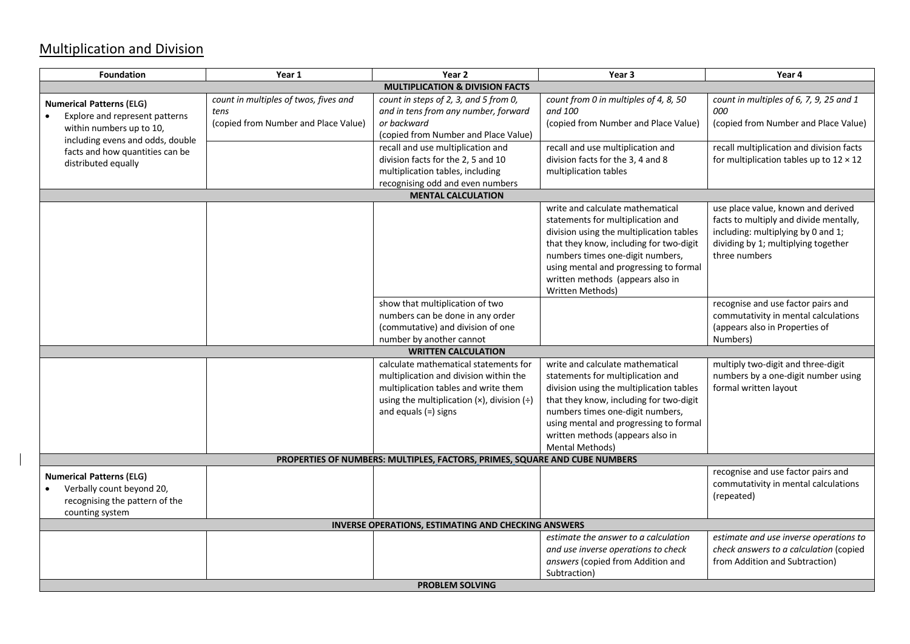## Multiplication and Division

| Foundation | Year 1 | Year 2 | Year 3 | Year 4 |
|---|---|---|---|---|
| **MULTIPLICATION & DIVISION FACTS** | | | | |
| **Numerical Patterns (ELG)**<br>• Explore and represent patterns within numbers up to 10, including evens and odds, double facts and how quantities can be distributed equally | *count in multiples of twos, fives and tens*<br>(copied from Number and Place Value) | *count in steps of 2, 3, and 5 from 0, and in tens from any number, forward or backward*<br>(copied from Number and Place Value) | *count from 0 in multiples of 4, 8, 50 and 100*<br>(copied from Number and Place Value) | *count in multiples of 6, 7, 9, 25 and 1 000*<br>(copied from Number and Place Value) |
| | | recall and use multiplication and division facts for the 2, 5 and 10 multiplication tables, including recognising odd and even numbers | recall and use multiplication and division facts for the 3, 4 and 8 multiplication tables | recall multiplication and division facts for multiplication tables up to 12 × 12 |
| **MENTAL CALCULATION** | | | | |
| | | | write and calculate mathematical statements for multiplication and division using the multiplication tables that they know, including for two-digit numbers times one-digit numbers, using mental and progressing to formal written methods (appears also in Written Methods) | use place value, known and derived facts to multiply and divide mentally, including: multiplying by 0 and 1; dividing by 1; multiplying together three numbers |
| | | show that multiplication of two numbers can be done in any order (commutative) and division of one number by another cannot | | recognise and use factor pairs and commutativity in mental calculations (appears also in Properties of Numbers) |
| **WRITTEN CALCULATION** | | | | |
| | | calculate mathematical statements for multiplication and division within the multiplication tables and write them using the multiplication (×), division (÷) and equals (=) signs | write and calculate mathematical statements for multiplication and division using the multiplication tables that they know, including for two-digit numbers times one-digit numbers, using mental and progressing to formal written methods (appears also in Mental Methods) | multiply two-digit and three-digit numbers by a one-digit number using formal written layout |
| **PROPERTIES OF NUMBERS: MULTIPLES, FACTORS, PRIMES, SQUARE AND CUBE NUMBERS** | | | | |
| **Numerical Patterns (ELG)**<br>• Verbally count beyond 20, recognising the pattern of the counting system | | | | recognise and use factor pairs and commutativity in mental calculations (repeated) |
| **INVERSE OPERATIONS, ESTIMATING AND CHECKING ANSWERS** | | | | |
| | | | *estimate the answer to a calculation and use inverse operations to check answers* (copied from Addition and Subtraction) | *estimate and use inverse operations to check answers to a calculation* (copied from Addition and Subtraction) |
| **PROBLEM SOLVING** | | | | |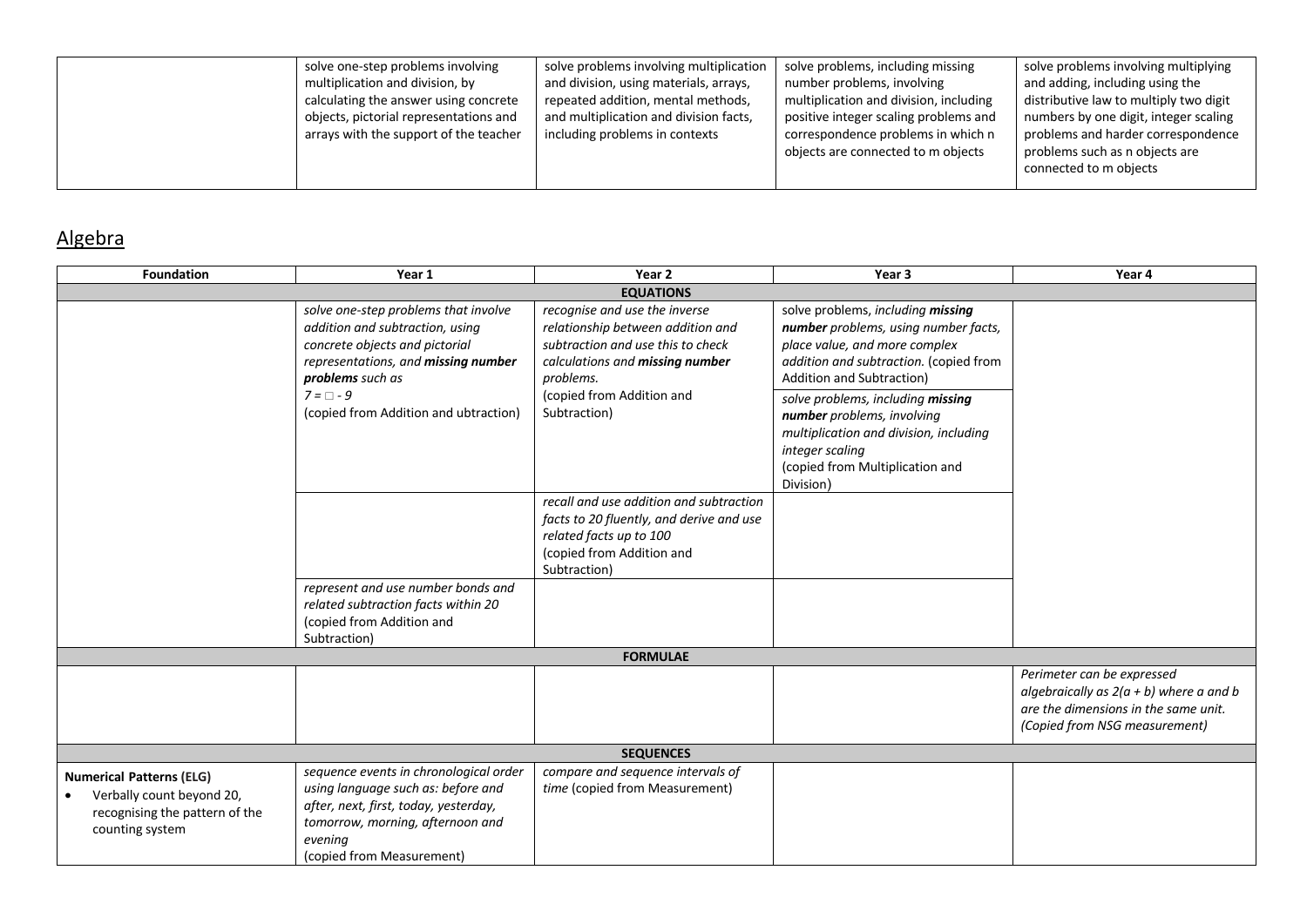| | | | | |
|---|---|---|---|---|
| | solve one-step problems involving multiplication and division, by calculating the answer using concrete objects, pictorial representations and arrays with the support of the teacher | solve problems involving multiplication and division, using materials, arrays, repeated addition, mental methods, and multiplication and division facts, including problems in contexts | solve problems, including missing number problems, involving multiplication and division, including positive integer scaling problems and correspondence problems in which n objects are connected to m objects | solve problems involving multiplying and adding, including using the distributive law to multiply two digit numbers by one digit, integer scaling problems and harder correspondence problems such as n objects are connected to m objects |

## Algebra

| Foundation | Year 1 | Year 2 | Year 3 | Year 4 |
|---|---|---|---|---|
| **EQUATIONS** | | | | |
| | *solve one-step problems that involve addition and subtraction, using concrete objects and pictorial representations, and **missing number problems** such as* *7 = □ - 9* (copied from Addition and ubtraction) | *recognise and use the inverse relationship between addition and subtraction and use this to check calculations and **missing number** problems.* (copied from Addition and Subtraction) | solve problems, *including **missing number** problems, using number facts, place value, and more complex addition and subtraction.* (copied from Addition and Subtraction) | |
| | | | *solve problems, including **missing number** problems, involving multiplication and division, including integer scaling* (copied from Multiplication and Division) | |
| | | *recall and use addition and subtraction facts to 20 fluently, and derive and use related facts up to 100* (copied from Addition and Subtraction) | | |
| | *represent and use number bonds and related subtraction facts within 20* (copied from Addition and Subtraction) | | | |
| **FORMULAE** | | | | |
| | | | | *Perimeter can be expressed algebraically as 2(a + b) where a and b are the dimensions in the same unit. (Copied from NSG measurement)* |
| **SEQUENCES** | | | | |
| **Numerical Patterns (ELG)** <br>• Verbally count beyond 20, recognising the pattern of the counting system | *sequence events in chronological order using language such as: before and after, next, first, today, yesterday, tomorrow, morning, afternoon and evening* (copied from Measurement) | *compare and sequence intervals of time* (copied from Measurement) | | |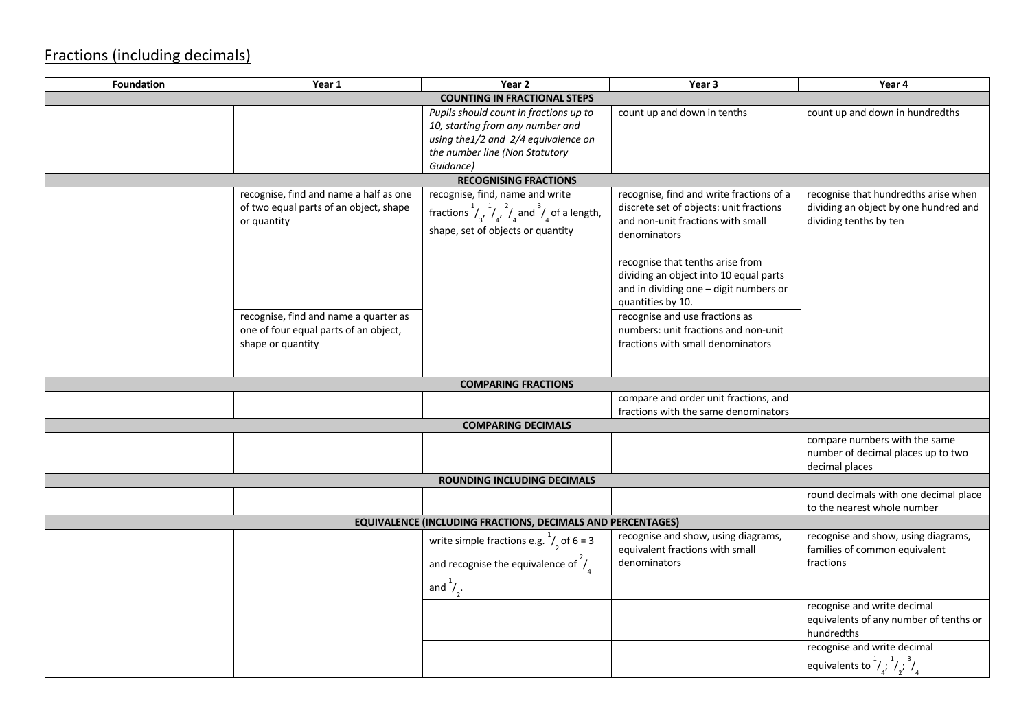## Fractions (including decimals)

| Foundation | Year 1 | Year 2 | Year 3 | Year 4 |
|---|---|---|---|---|
| **COUNTING IN FRACTIONAL STEPS** | | | | |
| | | *Pupils should count in fractions up to 10, starting from any number and using the1/2 and 2/4 equivalence on the number line (Non Statutory Guidance)* | count up and down in tenths | count up and down in hundredths |
| **RECOGNISING FRACTIONS** | | | | |
| | recognise, find and name a half as one of two equal parts of an object, shape or quantity | recognise, find, name and write fractions $^1/_3$, $^1/_4$, $^2/_4$ and $^3/_4$ of a length, shape, set of objects or quantity | recognise, find and write fractions of a discrete set of objects: unit fractions and non-unit fractions with small denominators | recognise that hundredths arise when dividing an object by one hundred and dividing tenths by ten |
| | | | recognise that tenths arise from dividing an object into 10 equal parts and in dividing one – digit numbers or quantities by 10. | |
| | recognise, find and name a quarter as one of four equal parts of an object, shape or quantity | | recognise and use fractions as numbers: unit fractions and non-unit fractions with small denominators | |
| **COMPARING FRACTIONS** | | | | |
| | | | compare and order unit fractions, and fractions with the same denominators | |
| **COMPARING DECIMALS** | | | | |
| | | | | compare numbers with the same number of decimal places up to two decimal places |
| **ROUNDING INCLUDING DECIMALS** | | | | |
| | | | | round decimals with one decimal place to the nearest whole number |
| **EQUIVALENCE (INCLUDING FRACTIONS, DECIMALS AND PERCENTAGES)** | | | | |
| | | write simple fractions e.g. $^1/_2$ of 6 = 3 and recognise the equivalence of $^2/_4$ and $^1/_2$. | recognise and show, using diagrams, equivalent fractions with small denominators | recognise and show, using diagrams, families of common equivalent fractions |
| | | | | recognise and write decimal equivalents of any number of tenths or hundredths |
| | | | | recognise and write decimal equivalents to $^1/_4$; $^1/_2$; $^3/_4$ |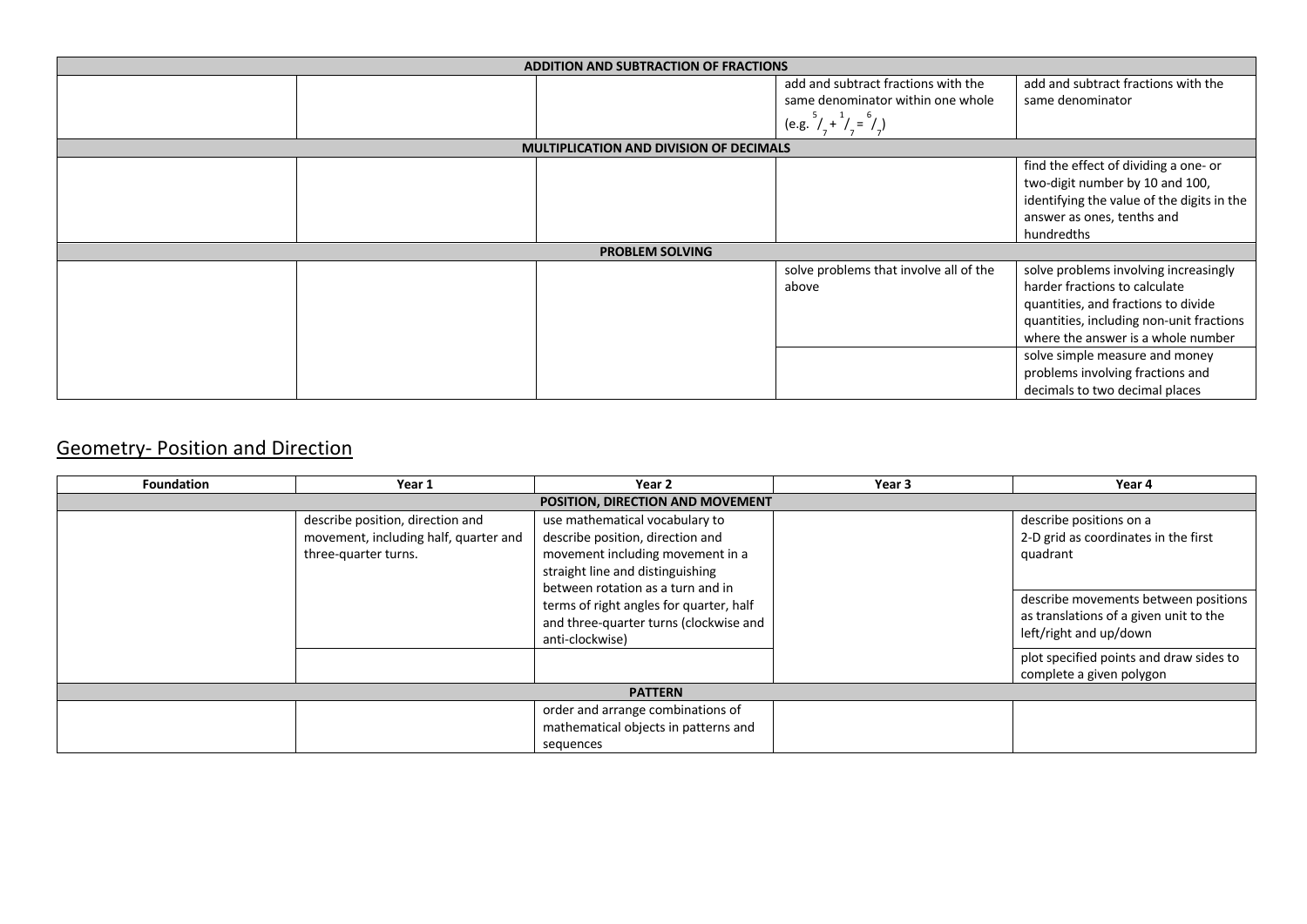| | | | | |
|---|---|---|---|---|
| **ADDITION AND SUBTRACTION OF FRACTIONS** | | | | |
| | | | add and subtract fractions with the same denominator within one whole (e.g. $\frac{5}{7} + \frac{1}{7} = \frac{6}{7}$) | add and subtract fractions with the same denominator |
| **MULTIPLICATION AND DIVISION OF DECIMALS** | | | | |
| | | | | find the effect of dividing a one- or two-digit number by 10 and 100, identifying the value of the digits in the answer as ones, tenths and hundredths |
| **PROBLEM SOLVING** | | | | |
| | | | solve problems that involve all of the above | solve problems involving increasingly harder fractions to calculate quantities, and fractions to divide quantities, including non-unit fractions where the answer is a whole number |
| | | | | solve simple measure and money problems involving fractions and decimals to two decimal places |

## Geometry- Position and Direction

| Foundation | Year 1 | Year 2 | Year 3 | Year 4 |
|---|---|---|---|---|
| **POSITION, DIRECTION AND MOVEMENT** | | | | |
| | describe position, direction and movement, including half, quarter and three-quarter turns. | use mathematical vocabulary to describe position, direction and movement including movement in a straight line and distinguishing between rotation as a turn and in terms of right angles for quarter, half and three-quarter turns (clockwise and anti-clockwise) | | describe positions on a 2-D grid as coordinates in the first quadrant |
| | | | | describe movements between positions as translations of a given unit to the left/right and up/down |
| | | | | plot specified points and draw sides to complete a given polygon |
| **PATTERN** | | | | |
| | | order and arrange combinations of mathematical objects in patterns and sequences | | |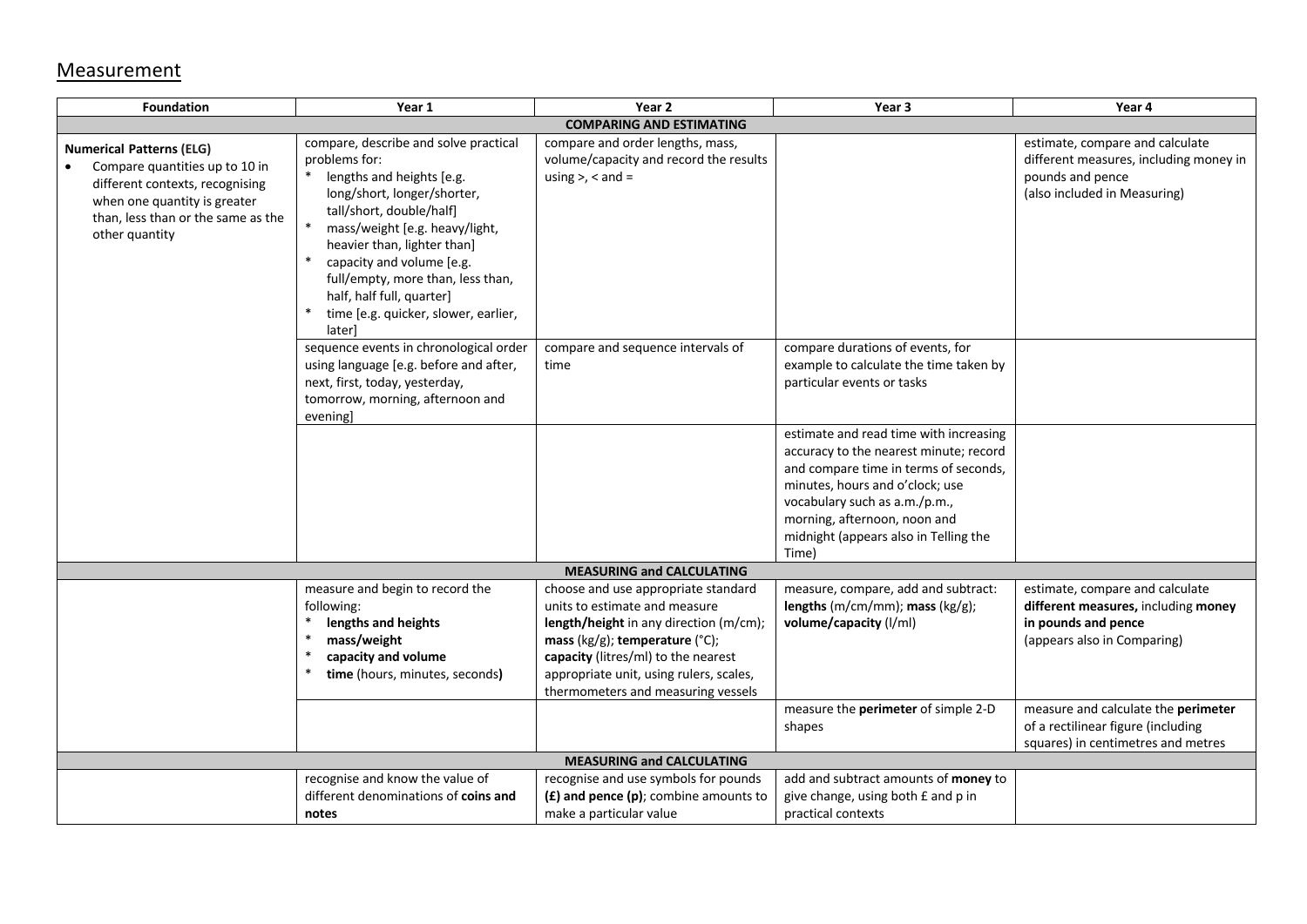## Measurement

| Foundation | Year 1 | Year 2 | Year 3 | Year 4 |
|---|---|---|---|---|
| **COMPARING AND ESTIMATING** | | | | |
| **Numerical Patterns (ELG)**<br>• Compare quantities up to 10 in different contexts, recognising when one quantity is greater than, less than or the same as the other quantity | compare, describe and solve practical problems for:<br>* lengths and heights [e.g. long/short, longer/shorter, tall/short, double/half]<br>* mass/weight [e.g. heavy/light, heavier than, lighter than]<br>* capacity and volume [e.g. full/empty, more than, less than, half, half full, quarter]<br>* time [e.g. quicker, slower, earlier, later] | compare and order lengths, mass, volume/capacity and record the results using >, < and = | | estimate, compare and calculate different measures, including money in pounds and pence (also included in Measuring) |
| | sequence events in chronological order using language [e.g. before and after, next, first, today, yesterday, tomorrow, morning, afternoon and evening] | compare and sequence intervals of time | compare durations of events, for example to calculate the time taken by particular events or tasks | |
| | | | estimate and read time with increasing accuracy to the nearest minute; record and compare time in terms of seconds, minutes, hours and o'clock; use vocabulary such as a.m./p.m., morning, afternoon, noon and midnight (appears also in Telling the Time) | |
| **MEASURING and CALCULATING** | | | | |
| | measure and begin to record the following:<br>* **lengths and heights**<br>* **mass/weight**<br>* **capacity and volume**<br>* **time** (hours, minutes, seconds**)** | choose and use appropriate standard units to estimate and measure **length/height** in any direction (m/cm); **mass** (kg/g); **temperature** (°C); **capacity** (litres/ml) to the nearest appropriate unit, using rulers, scales, thermometers and measuring vessels | measure, compare, add and subtract: **lengths** (m/cm/mm); **mass** (kg/g); **volume/capacity** (l/ml) | estimate, compare and calculate **different measures,** including **money in pounds and pence** (appears also in Comparing) |
| | | | measure the **perimeter** of simple 2-D shapes | measure and calculate the **perimeter** of a rectilinear figure (including squares) in centimetres and metres |
| **MEASURING and CALCULATING** | | | | |
| | recognise and know the value of different denominations of **coins and notes** | recognise and use symbols for pounds **(£) and pence (p)**; combine amounts to make a particular value | add and subtract amounts of **money** to give change, using both £ and p in practical contexts | |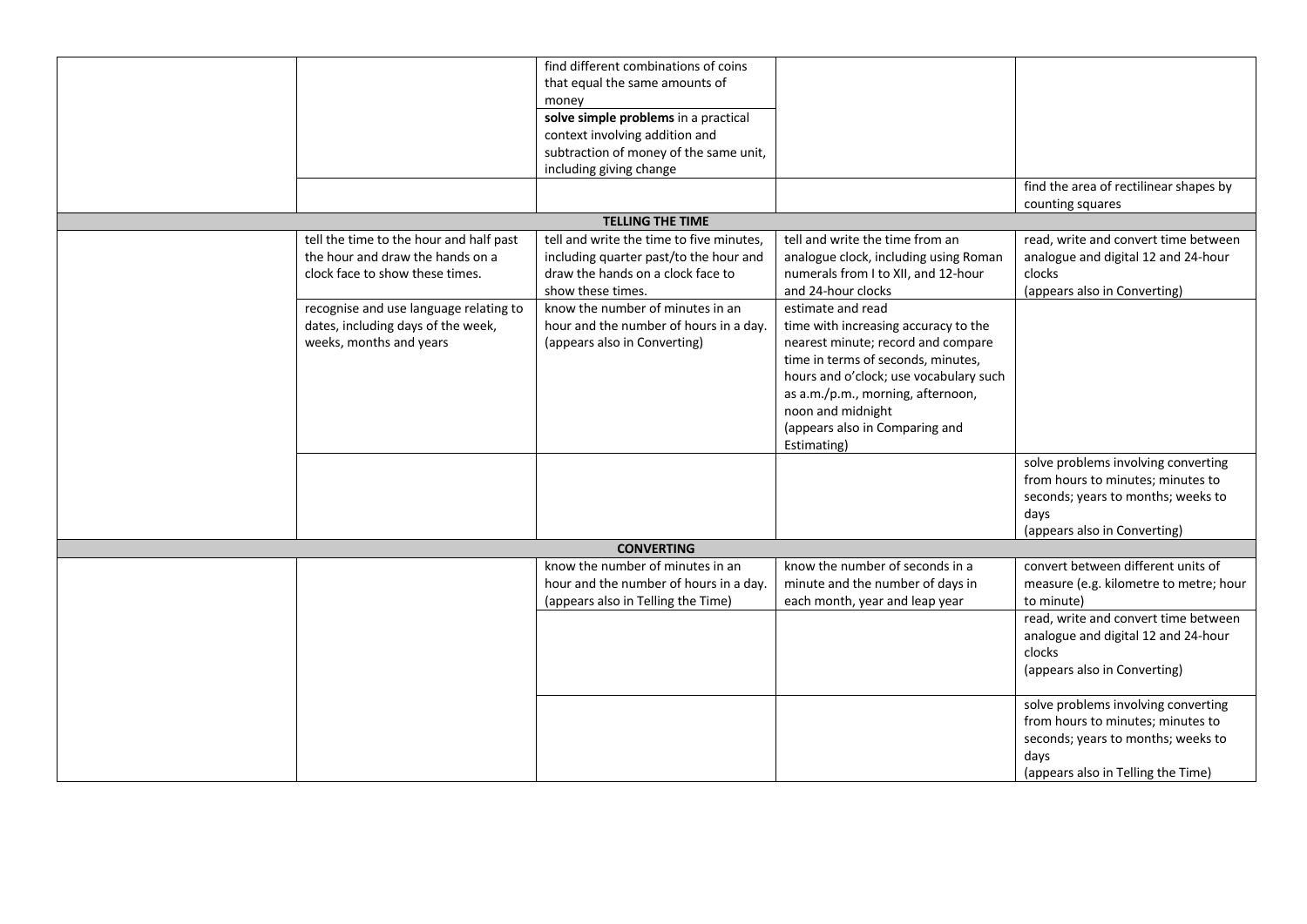| | | | | |
|---|---|---|---|---|
| | | find different combinations of coins that equal the same amounts of money | | |
| | | **solve simple problems** in a practical context involving addition and subtraction of money of the same unit, including giving change | | |
| | | | | find the area of rectilinear shapes by counting squares |
| **TELLING THE TIME** | | | | |
| | tell the time to the hour and half past the hour and draw the hands on a clock face to show these times. | tell and write the time to five minutes, including quarter past/to the hour and draw the hands on a clock face to show these times. | tell and write the time from an analogue clock, including using Roman numerals from I to XII, and 12-hour and 24-hour clocks | read, write and convert time between analogue and digital 12 and 24-hour clocks (appears also in Converting) |
| | recognise and use language relating to dates, including days of the week, weeks, months and years | know the number of minutes in an hour and the number of hours in a day. (appears also in Converting) | estimate and read time with increasing accuracy to the nearest minute; record and compare time in terms of seconds, minutes, hours and o'clock; use vocabulary such as a.m./p.m., morning, afternoon, noon and midnight (appears also in Comparing and Estimating) | |
| | | | | solve problems involving converting from hours to minutes; minutes to seconds; years to months; weeks to days (appears also in Converting) |
| **CONVERTING** | | | | |
| | | know the number of minutes in an hour and the number of hours in a day. (appears also in Telling the Time) | know the number of seconds in a minute and the number of days in each month, year and leap year | convert between different units of measure (e.g. kilometre to metre; hour to minute) |
| | | | | read, write and convert time between analogue and digital 12 and 24-hour clocks (appears also in Converting) |
| | | | | solve problems involving converting from hours to minutes; minutes to seconds; years to months; weeks to days (appears also in Telling the Time) |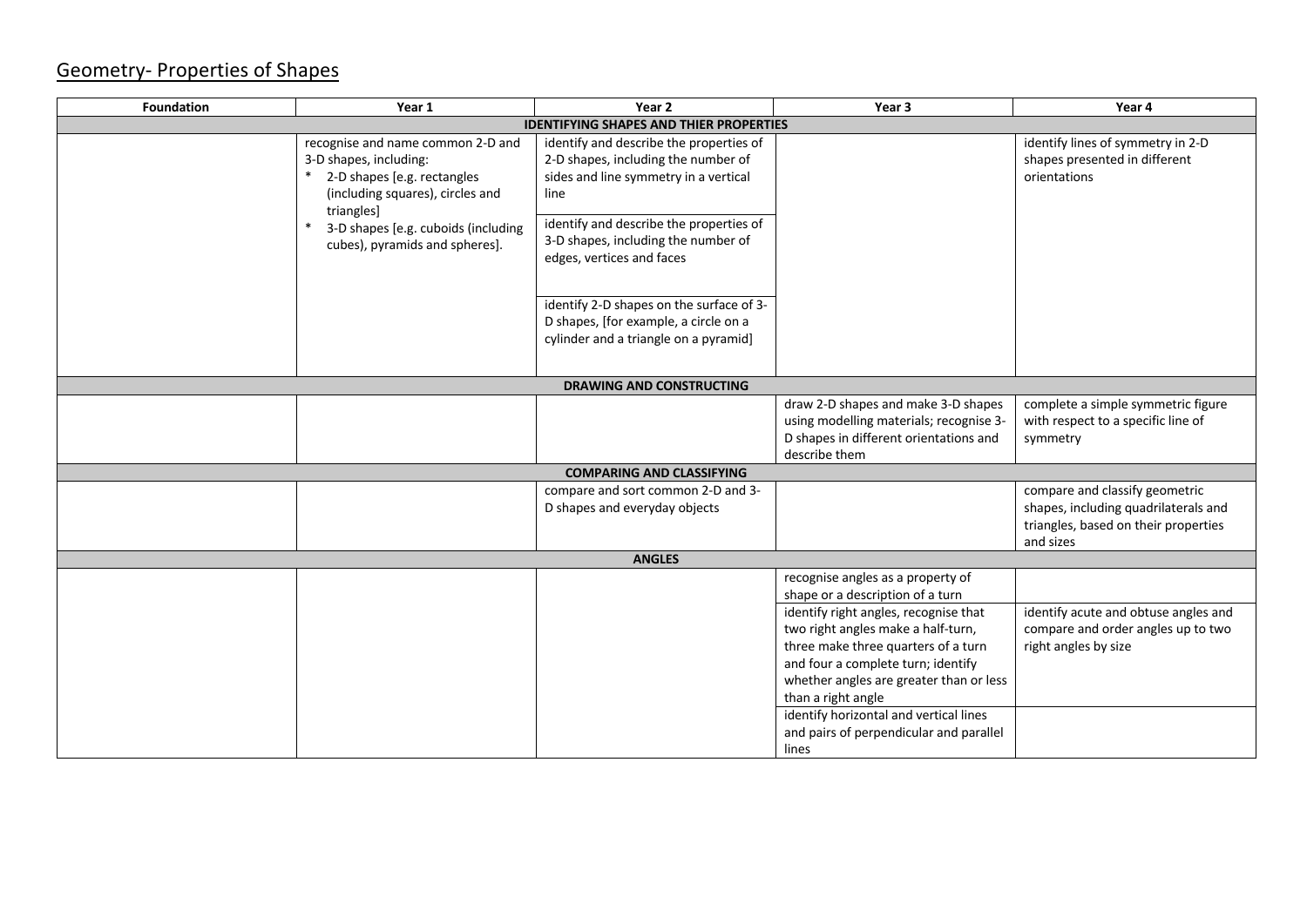# Geometry- Properties of Shapes

| Foundation | Year 1 | Year 2 | Year 3 | Year 4 |
|---|---|---|---|---|
| **IDENTIFYING SHAPES AND THIER PROPERTIES** | | | | |
| | recognise and name common 2-D and 3-D shapes, including:<br>* 2-D shapes [e.g. rectangles (including squares), circles and triangles]<br>* 3-D shapes [e.g. cuboids (including cubes), pyramids and spheres]. | identify and describe the properties of 2-D shapes, including the number of sides and line symmetry in a vertical line | | identify lines of symmetry in 2-D shapes presented in different orientations |
| | | identify and describe the properties of 3-D shapes, including the number of edges, vertices and faces | | |
| | | identify 2-D shapes on the surface of 3-D shapes, [for example, a circle on a cylinder and a triangle on a pyramid] | | |
| **DRAWING AND CONSTRUCTING** | | | | |
| | | | draw 2-D shapes and make 3-D shapes using modelling materials; recognise 3-D shapes in different orientations and describe them | complete a simple symmetric figure with respect to a specific line of symmetry |
| **COMPARING AND CLASSIFYING** | | | | |
| | | compare and sort common 2-D and 3-D shapes and everyday objects | | compare and classify geometric shapes, including quadrilaterals and triangles, based on their properties and sizes |
| **ANGLES** | | | | |
| | | | recognise angles as a property of shape or a description of a turn | |
| | | | identify right angles, recognise that two right angles make a half-turn, three make three quarters of a turn and four a complete turn; identify whether angles are greater than or less than a right angle | identify acute and obtuse angles and compare and order angles up to two right angles by size |
| | | | identify horizontal and vertical lines and pairs of perpendicular and parallel lines | |